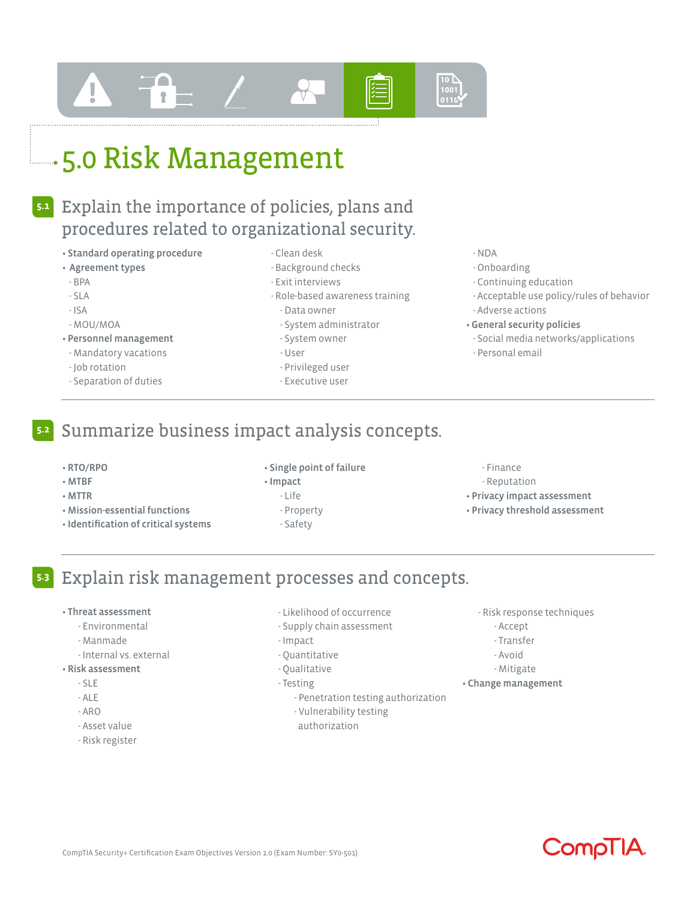# 5.0 Risk Management

## 5.1 Explain the importance of policies, plans and procedures related to organizational security.

- **Standard operating procedure**
- **Agreement types**
  - BPA
  - SLA
  - ISA
  - MOU/MOA
- **Personnel management**
  - Mandatory vacations
  - Job rotation
  - Separation of duties
  - Clean desk
  - Background checks
  - Exit interviews
  - Role-based awareness training
    - Data owner
    - System administrator
    - System owner
    - User
    - Privileged user
    - Executive user
  - NDA
  - Onboarding
  - Continuing education
  - Acceptable use policy/rules of behavior
  - Adverse actions
- **General security policies**
  - Social media networks/applications
  - Personal email

## 5.2 Summarize business impact analysis concepts.

- **RTO/RPO**
- **MTBF**
- **MTTR**
- **Mission-essential functions**
- **Identification of critical systems**
- **Single point of failure**
- **Impact**
  - Life
  - Property
  - Safety
  - Finance
  - Reputation
- **Privacy impact assessment**
- **Privacy threshold assessment**

## 5.3 Explain risk management processes and concepts.

- **Threat assessment**
  - Environmental
  - Manmade
  - Internal vs. external
- **Risk assessment**
  - SLE
  - ALE
  - ARO
  - Asset value
  - Risk register
  - Likelihood of occurrence
  - Supply chain assessment
  - Impact
  - Quantitative
  - Qualitative
  - Testing
    - Penetration testing authorization
    - Vulnerability testing authorization
  - Risk response techniques
    - Accept
    - Transfer
    - Avoid
    - Mitigate
- **Change management**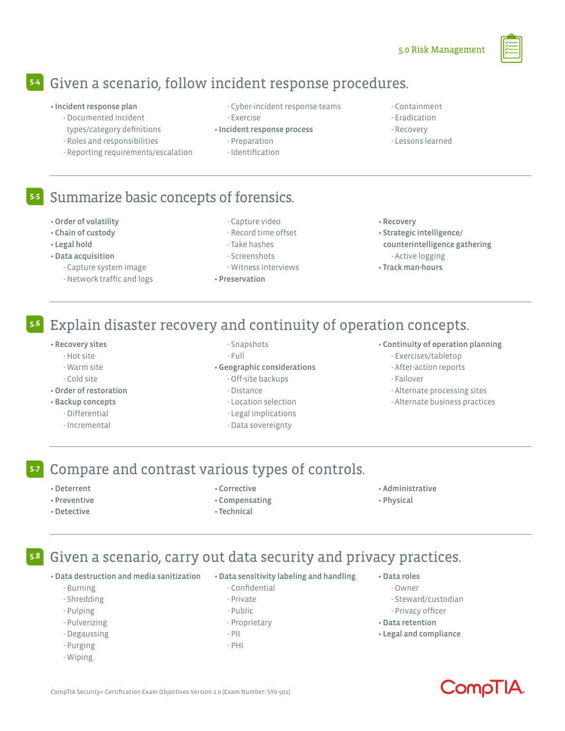## 5.4 Given a scenario, follow incident response procedures.

- **Incident response plan**
  - Documented incident types/category definitions
  - Roles and responsibilities
  - Reporting requirements/escalation
  - Cyber-incident response teams
  - Exercise
- **Incident response process**
  - Preparation
  - Identification
  - Containment
  - Eradication
  - Recovery
  - Lessons learned

## 5.5 Summarize basic concepts of forensics.

- **Order of volatility**
- **Chain of custody**
- **Legal hold**
- **Data acquisition**
  - Capture system image
  - Network traffic and logs
  - Capture video
  - Record time offset
  - Take hashes
  - Screenshots
  - Witness interviews
- **Preservation**
- **Recovery**
- **Strategic intelligence/counterintelligence gathering**
  - Active logging
- **Track man-hours**

## 5.6 Explain disaster recovery and continuity of operation concepts.

- **Recovery sites**
  - Hot site
  - Warm site
  - Cold site
- **Order of restoration**
- **Backup concepts**
  - Differential
  - Incremental
  - Snapshots
  - Full
- **Geographic considerations**
  - Off-site backups
  - Distance
  - Location selection
  - Legal implications
  - Data sovereignty
- **Continuity of operation planning**
  - Exercises/tabletop
  - After-action reports
  - Failover
  - Alternate processing sites
  - Alternate business practices

## 5.7 Compare and contrast various types of controls.

- **Deterrent**
- **Preventive**
- **Detective**
- **Corrective**
- **Compensating**
- **Technical**
- **Administrative**
- **Physical**

## 5.8 Given a scenario, carry out data security and privacy practices.

- **Data destruction and media sanitization**
  - Burning
  - Shredding
  - Pulping
  - Pulverizing
  - Degaussing
  - Purging
  - Wiping
- **Data sensitivity labeling and handling**
  - Confidential
  - Private
  - Public
  - Proprietary
  - PII
  - PHI
- **Data roles**
  - Owner
  - Steward/custodian
  - Privacy officer
- **Data retention**
- **Legal and compliance**